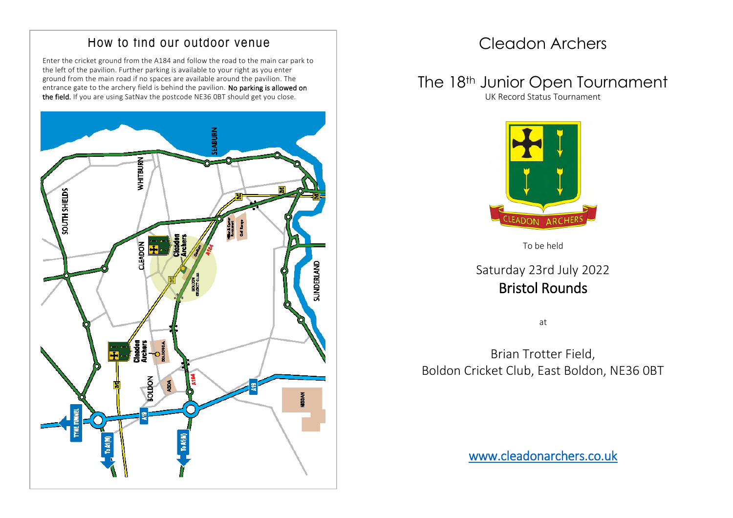## How to find our outdoor venue

Enter the cricket ground from the A184 and follow the road to the main car park to the left of the pavilion. Further parking is available to your right as you enter ground from the main road if no spaces are available around the pavilion. The entrance gate to the archery field is behind the pavilion. **No parking is allowed on the field.** If you are using SatNav the postcode NE36 0BT should get you close.

# Cleadon Archers

## The 18th Junior Open Tournament

UK Record Status Tournament

To be held

Saturday 23rd July 2022

**Bristol Rounds**

at

Brian Trotter Field,
Boldon Cricket Club, East Boldon, NE36 0BT

www.cleadonarchers.co.uk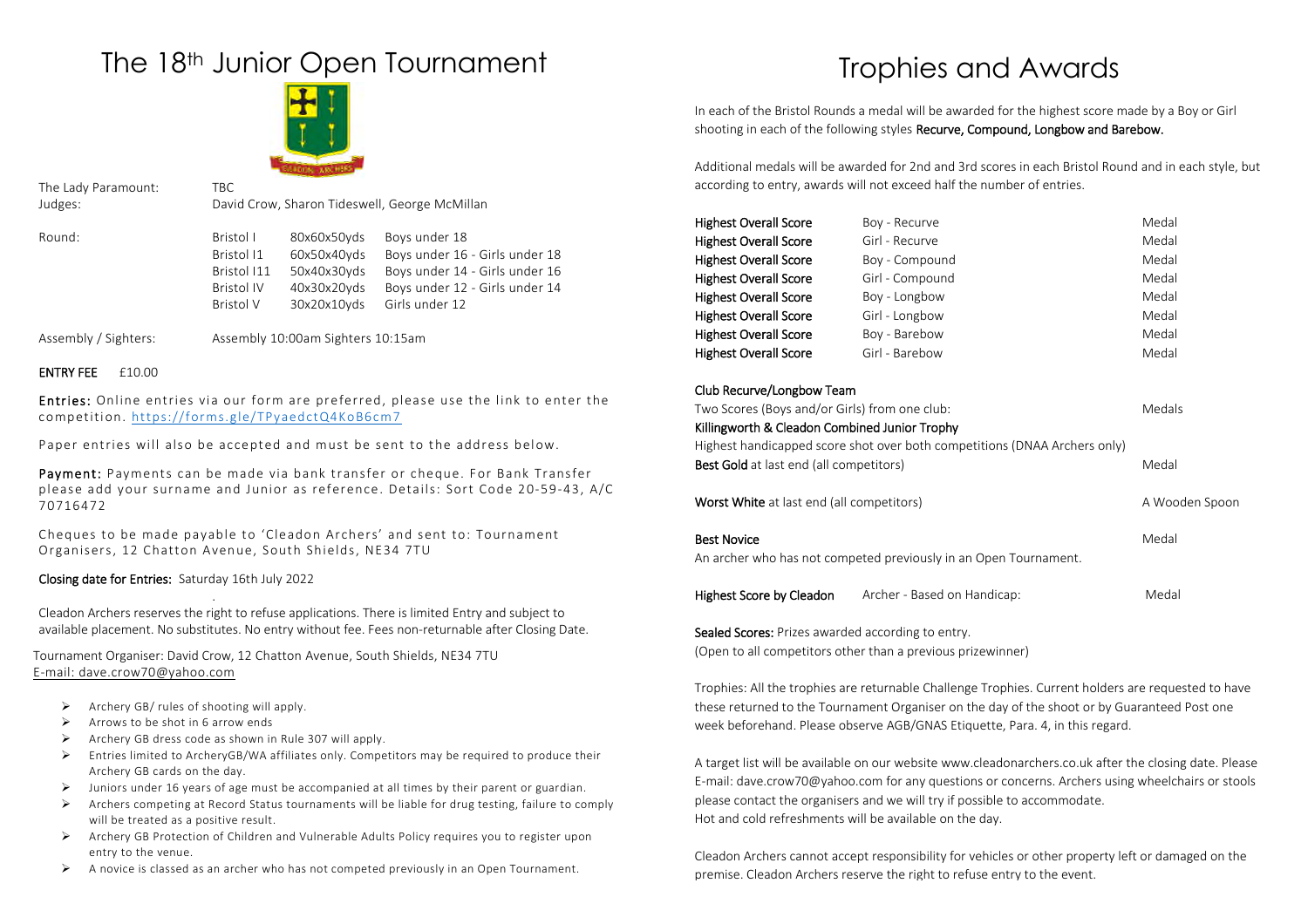# The 18th Junior Open Tournament

| | | | |
|---|---|---|---|
| The Lady Paramount: | TBC | | |
| Judges: | David Crow, Sharon Tideswell, George McMillan | | |
| Round: | Bristol I | 80x60x50yds | Boys under 18 |
| | Bristol I1 | 60x50x40yds | Boys under 16 - Girls under 18 |
| | Bristol I11 | 50x40x30yds | Boys under 14 - Girls under 16 |
| | Bristol IV | 40x30x20yds | Boys under 12 - Girls under 14 |
| | Bristol V | 30x20x10yds | Girls under 12 |
| Assembly / Sighters: | Assembly 10:00am Sighters 10:15am | | |

**ENTRY FEE** £10.00

**Entries:** Online entries via our form are preferred, please use the link to enter the competition. https://forms.gle/TPyaedctQ4KoB6cm7

Paper entries will also be accepted and must be sent to the address below.

**Payment:** Payments can be made via bank transfer or cheque. For Bank Transfer please add your surname and Junior as reference. Details: Sort Code 20-59-43, A/C 70716472

Cheques to be made payable to 'Cleadon Archers' and sent to: Tournament Organisers, 12 Chatton Avenue, South Shields, NE34 7TU

**Closing date for Entries:** Saturday 16th July 2022

Cleadon Archers reserves the right to refuse applications. There is limited Entry and subject to available placement. No substitutes. No entry without fee. Fees non-returnable after Closing Date.

Tournament Organiser: David Crow, 12 Chatton Avenue, South Shields, NE34 7TU
E-mail: dave.crow70@yahoo.com

- Archery GB/ rules of shooting will apply.
- Arrows to be shot in 6 arrow ends
- Archery GB dress code as shown in Rule 307 will apply.
- Entries limited to ArcheryGB/WA affiliates only. Competitors may be required to produce their Archery GB cards on the day.
- Juniors under 16 years of age must be accompanied at all times by their parent or guardian.
- Archers competing at Record Status tournaments will be liable for drug testing, failure to comply will be treated as a positive result.
- Archery GB Protection of Children and Vulnerable Adults Policy requires you to register upon entry to the venue.
- A novice is classed as an archer who has not competed previously in an Open Tournament.

# Trophies and Awards

In each of the Bristol Rounds a medal will be awarded for the highest score made by a Boy or Girl shooting in each of the following styles **Recurve, Compound, Longbow and Barebow.**

Additional medals will be awarded for 2nd and 3rd scores in each Bristol Round and in each style, but according to entry, awards will not exceed half the number of entries.

| | | |
|---|---|---|
| **Highest Overall Score** | Boy - Recurve | Medal |
| **Highest Overall Score** | Girl - Recurve | Medal |
| **Highest Overall Score** | Boy - Compound | Medal |
| **Highest Overall Score** | Girl - Compound | Medal |
| **Highest Overall Score** | Boy - Longbow | Medal |
| **Highest Overall Score** | Girl - Longbow | Medal |
| **Highest Overall Score** | Boy - Barebow | Medal |
| **Highest Overall Score** | Girl - Barebow | Medal |

**Club Recurve/Longbow Team**
Two Scores (Boys and/or Girls) from one club: Medals

**Killingworth & Cleadon Combined Junior Trophy**
Highest handicapped score shot over both competitions (DNAA Archers only)

**Best Gold** at last end (all competitors) Medal

**Worst White** at last end (all competitors) A Wooden Spoon

**Best Novice** Medal
An archer who has not competed previously in an Open Tournament.

**Highest Score by Cleadon** Archer - Based on Handicap: Medal

**Sealed Scores:** Prizes awarded according to entry.
(Open to all competitors other than a previous prizewinner)

Trophies: All the trophies are returnable Challenge Trophies. Current holders are requested to have these returned to the Tournament Organiser on the day of the shoot or by Guaranteed Post one week beforehand. Please observe AGB/GNAS Etiquette, Para. 4, in this regard.

A target list will be available on our website www.cleadonarchers.co.uk after the closing date. Please E-mail: dave.crow70@yahoo.com for any questions or concerns. Archers using wheelchairs or stools please contact the organisers and we will try if possible to accommodate.
Hot and cold refreshments will be available on the day.

Cleadon Archers cannot accept responsibility for vehicles or other property left or damaged on the premise. Cleadon Archers reserve the right to refuse entry to the event.